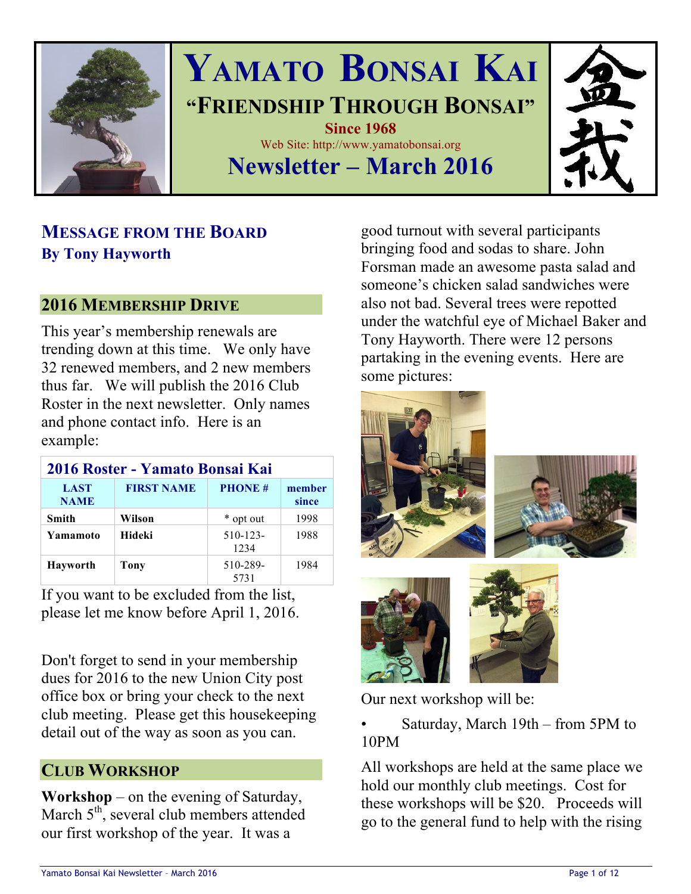# YAMATO BONSAI KAI

## "FRIENDSHIP THROUGH BONSAI"

**Since 1968**

Web Site: http://www.yamatobonsai.org

## Newsletter – March 2016

盆栽

## MESSAGE FROM THE BOARD

**By Tony Hayworth**

### 2016 MEMBERSHIP DRIVE

This year's membership renewals are trending down at this time. We only have 32 renewed members, and 2 new members thus far. We will publish the 2016 Club Roster in the next newsletter. Only names and phone contact info. Here is an example:

| 2016 Roster - Yamato Bonsai Kai | | | |
|---|---|---|---|
| **LAST NAME** | **FIRST NAME** | **PHONE #** | **member since** |
| **Smith** | **Wilson** | * opt out | 1998 |
| **Yamamoto** | **Hideki** | 510-123-1234 | 1988 |
| **Hayworth** | **Tony** | 510-289-5731 | 1984 |

If you want to be excluded from the list, please let me know before April 1, 2016.

Don't forget to send in your membership dues for 2016 to the new Union City post office box or bring your check to the next club meeting. Please get this housekeeping detail out of the way as soon as you can.

### CLUB WORKSHOP

**Workshop** – on the evening of Saturday, March 5th, several club members attended our first workshop of the year. It was a good turnout with several participants bringing food and sodas to share. John Forsman made an awesome pasta salad and someone's chicken salad sandwiches were also not bad. Several trees were repotted under the watchful eye of Michael Baker and Tony Hayworth. There were 12 persons partaking in the evening events. Here are some pictures:

Our next workshop will be:

- Saturday, March 19th – from 5PM to 10PM

All workshops are held at the same place we hold our monthly club meetings. Cost for these workshops will be $20. Proceeds will go to the general fund to help with the rising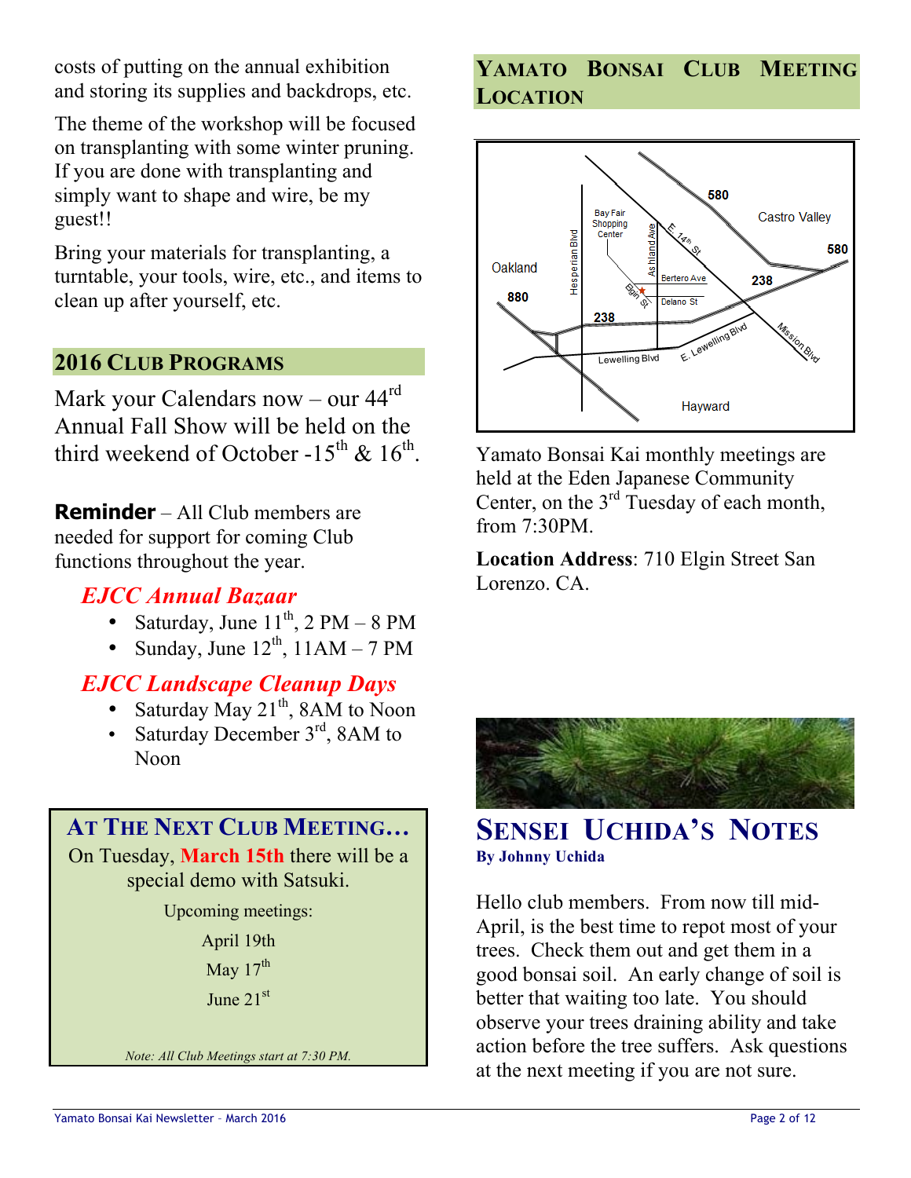costs of putting on the annual exhibition and storing its supplies and backdrops, etc.

The theme of the workshop will be focused on transplanting with some winter pruning. If you are done with transplanting and simply want to shape and wire, be my guest!!

Bring your materials for transplanting, a turntable, your tools, wire, etc., and items to clean up after yourself, etc.

## 2016 Club Programs

Mark your Calendars now – our 44rd Annual Fall Show will be held on the third weekend of October -15th & 16th.

**Reminder** – All Club members are needed for support for coming Club functions throughout the year.

### *EJCC Annual Bazaar*

- Saturday, June 11th, 2 PM – 8 PM
- Sunday, June 12th, 11AM – 7 PM

### *EJCC Landscape Cleanup Days*

- Saturday May 21th, 8AM to Noon
- Saturday December 3rd, 8AM to Noon

## At The Next Club Meeting…

On Tuesday, **March 15th** there will be a special demo with Satsuki.

Upcoming meetings:

April 19th

May 17th

June 21st

*Note: All Club Meetings start at 7:30 PM.*

## Yamato Bonsai Club Meeting Location

Yamato Bonsai Kai monthly meetings are held at the Eden Japanese Community Center, on the 3rd Tuesday of each month, from 7:30PM.

**Location Address**: 710 Elgin Street San Lorenzo. CA.

## Sensei Uchida's Notes

**By Johnny Uchida**

Hello club members. From now till mid-April, is the best time to repot most of your trees. Check them out and get them in a good bonsai soil. An early change of soil is better that waiting too late. You should observe your trees draining ability and take action before the tree suffers. Ask questions at the next meeting if you are not sure.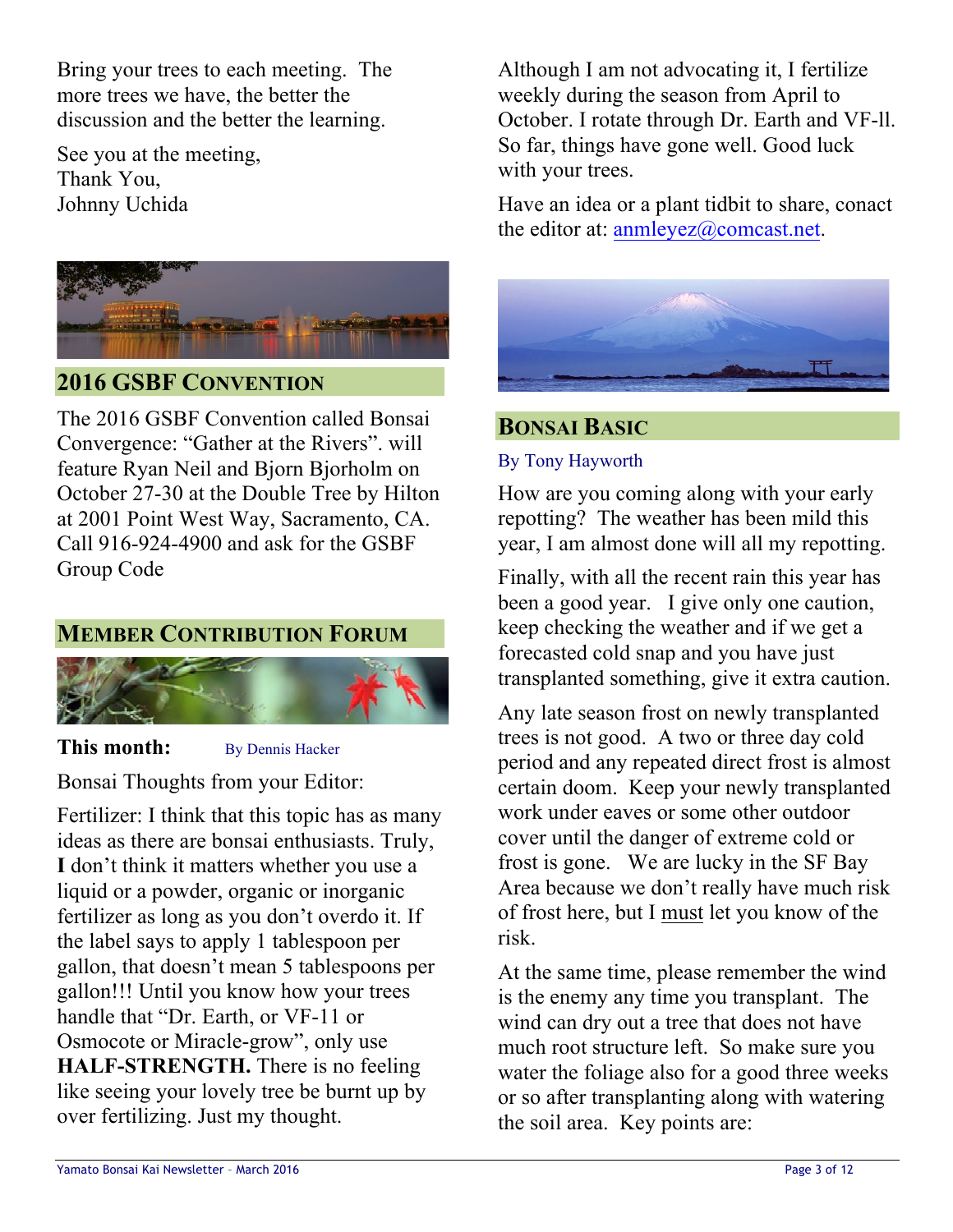Bring your trees to each meeting. The more trees we have, the better the discussion and the better the learning.

See you at the meeting,
Thank You,
Johnny Uchida

## 2016 GSBF CONVENTION

The 2016 GSBF Convention called Bonsai Convergence: "Gather at the Rivers". will feature Ryan Neil and Bjorn Bjorholm on October 27-30 at the Double Tree by Hilton at 2001 Point West Way, Sacramento, CA. Call 916-924-4900 and ask for the GSBF Group Code

## MEMBER CONTRIBUTION FORUM

**This month:** By Dennis Hacker

Bonsai Thoughts from your Editor:

Fertilizer: I think that this topic has as many ideas as there are bonsai enthusiasts. Truly, **I** don't think it matters whether you use a liquid or a powder, organic or inorganic fertilizer as long as you don't overdo it. If the label says to apply 1 tablespoon per gallon, that doesn't mean 5 tablespoons per gallon!!! Until you know how your trees handle that "Dr. Earth, or VF-11 or Osmocote or Miracle-grow", only use **HALF-STRENGTH.** There is no feeling like seeing your lovely tree be burnt up by over fertilizing. Just my thought.

Although I am not advocating it, I fertilize weekly during the season from April to October. I rotate through Dr. Earth and VF-1l. So far, things have gone well. Good luck with your trees.

Have an idea or a plant tidbit to share, conact the editor at: anmleyez@comcast.net.

## BONSAI BASIC

By Tony Hayworth

How are you coming along with your early repotting? The weather has been mild this year, I am almost done will all my repotting.

Finally, with all the recent rain this year has been a good year. I give only one caution, keep checking the weather and if we get a forecasted cold snap and you have just transplanted something, give it extra caution.

Any late season frost on newly transplanted trees is not good. A two or three day cold period and any repeated direct frost is almost certain doom. Keep your newly transplanted work under eaves or some other outdoor cover until the danger of extreme cold or frost is gone. We are lucky in the SF Bay Area because we don't really have much risk of frost here, but I must let you know of the risk.

At the same time, please remember the wind is the enemy any time you transplant. The wind can dry out a tree that does not have much root structure left. So make sure you water the foliage also for a good three weeks or so after transplanting along with watering the soil area. Key points are: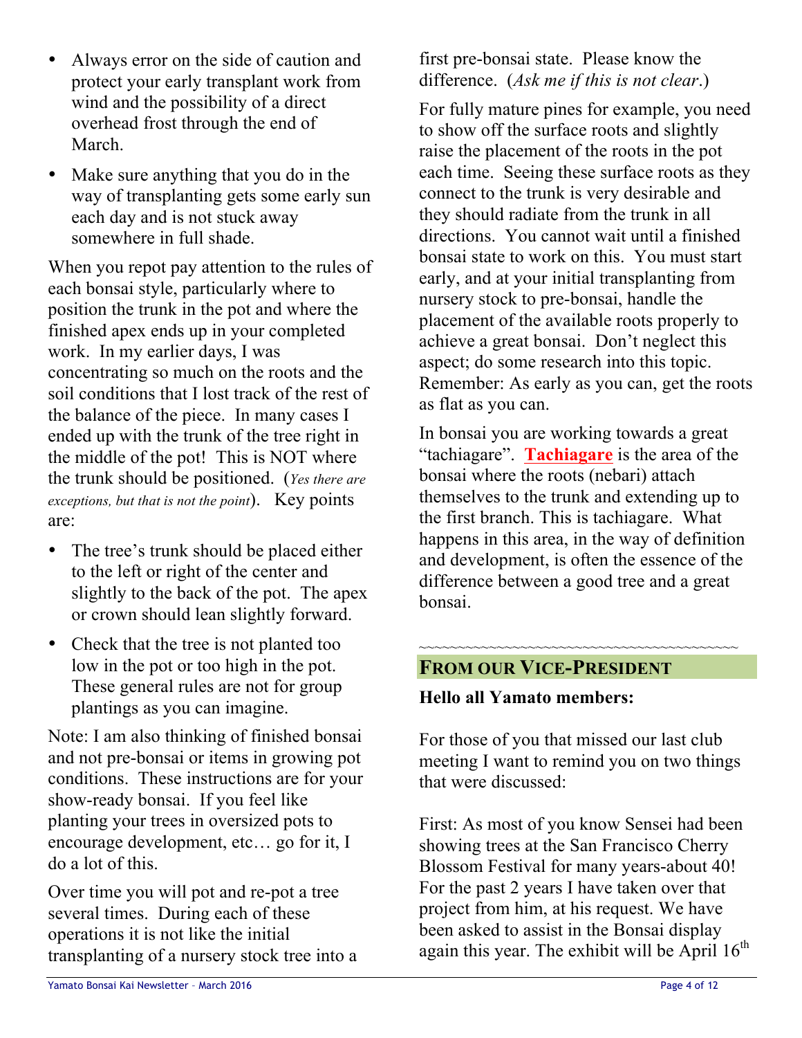- Always error on the side of caution and protect your early transplant work from wind and the possibility of a direct overhead frost through the end of March.
- Make sure anything that you do in the way of transplanting gets some early sun each day and is not stuck away somewhere in full shade.

When you repot pay attention to the rules of each bonsai style, particularly where to position the trunk in the pot and where the finished apex ends up in your completed work. In my earlier days, I was concentrating so much on the roots and the soil conditions that I lost track of the rest of the balance of the piece. In many cases I ended up with the trunk of the tree right in the middle of the pot! This is NOT where the trunk should be positioned. (*Yes there are exceptions, but that is not the point*). Key points are:

- The tree's trunk should be placed either to the left or right of the center and slightly to the back of the pot. The apex or crown should lean slightly forward.
- Check that the tree is not planted too low in the pot or too high in the pot. These general rules are not for group plantings as you can imagine.

Note: I am also thinking of finished bonsai and not pre-bonsai or items in growing pot conditions. These instructions are for your show-ready bonsai. If you feel like planting your trees in oversized pots to encourage development, etc… go for it, I do a lot of this.

Over time you will pot and re-pot a tree several times. During each of these operations it is not like the initial transplanting of a nursery stock tree into a first pre-bonsai state. Please know the difference. (*Ask me if this is not clear*.)

For fully mature pines for example, you need to show off the surface roots and slightly raise the placement of the roots in the pot each time. Seeing these surface roots as they connect to the trunk is very desirable and they should radiate from the trunk in all directions. You cannot wait until a finished bonsai state to work on this. You must start early, and at your initial transplanting from nursery stock to pre-bonsai, handle the placement of the available roots properly to achieve a great bonsai. Don't neglect this aspect; do some research into this topic. Remember: As early as you can, get the roots as flat as you can.

In bonsai you are working towards a great "tachiagare". **Tachiagare** is the area of the bonsai where the roots (nebari) attach themselves to the trunk and extending up to the first branch. This is tachiagare. What happens in this area, in the way of definition and development, is often the essence of the difference between a good tree and a great bonsai.

~~~~~~~~~~~~~~~~~~~~~~~~~~~~~~~~~~~~~~~~

## From our Vice-President

**Hello all Yamato members:**

For those of you that missed our last club meeting I want to remind you on two things that were discussed:

First: As most of you know Sensei had been showing trees at the San Francisco Cherry Blossom Festival for many years-about 40! For the past 2 years I have taken over that project from him, at his request. We have been asked to assist in the Bonsai display again this year. The exhibit will be April 16th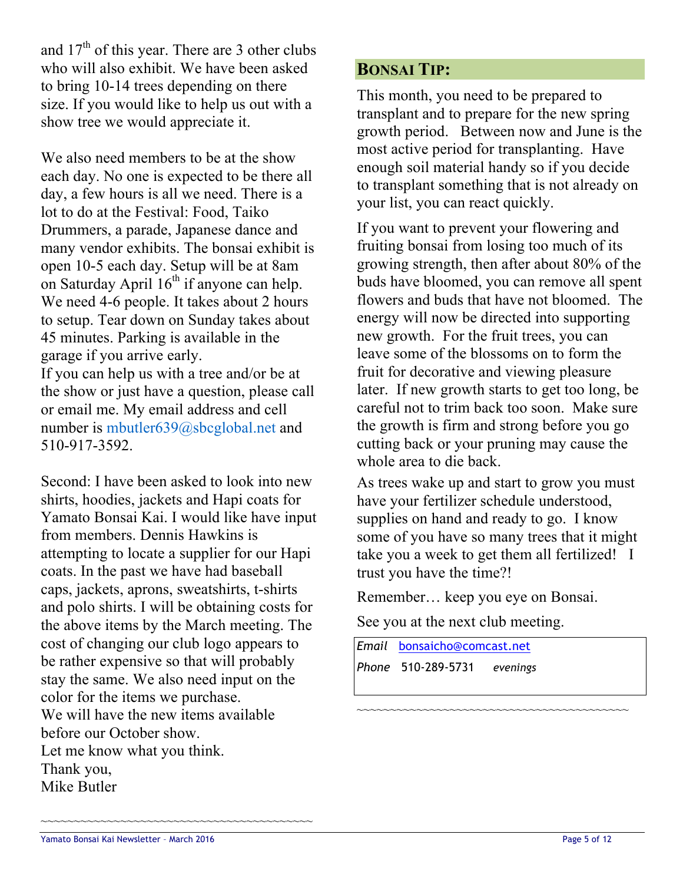and 17th of this year. There are 3 other clubs who will also exhibit. We have been asked to bring 10-14 trees depending on there size. If you would like to help us out with a show tree we would appreciate it.

We also need members to be at the show each day. No one is expected to be there all day, a few hours is all we need. There is a lot to do at the Festival: Food, Taiko Drummers, a parade, Japanese dance and many vendor exhibits. The bonsai exhibit is open 10-5 each day. Setup will be at 8am on Saturday April 16th if anyone can help. We need 4-6 people. It takes about 2 hours to setup. Tear down on Sunday takes about 45 minutes. Parking is available in the garage if you arrive early.
If you can help us with a tree and/or be at the show or just have a question, please call or email me. My email address and cell number is mbutler639@sbcglobal.net and 510-917-3592.

Second: I have been asked to look into new shirts, hoodies, jackets and Hapi coats for Yamato Bonsai Kai. I would like have input from members. Dennis Hawkins is attempting to locate a supplier for our Hapi coats. In the past we have had baseball caps, jackets, aprons, sweatshirts, t-shirts and polo shirts. I will be obtaining costs for the above items by the March meeting. The cost of changing our club logo appears to be rather expensive so that will probably stay the same. We also need input on the color for the items we purchase.
We will have the new items available before our October show.
Let me know what you think.
Thank you,
Mike Butler

~~~~~~~~~~~~~~~~~~~~~~~~~~~~~~~~~~~~~~~~~~

## BONSAI TIP:

This month, you need to be prepared to transplant and to prepare for the new spring growth period. Between now and June is the most active period for transplanting. Have enough soil material handy so if you decide to transplant something that is not already on your list, you can react quickly.

If you want to prevent your flowering and fruiting bonsai from losing too much of its growing strength, then after about 80% of the buds have bloomed, you can remove all spent flowers and buds that have not bloomed. The energy will now be directed into supporting new growth. For the fruit trees, you can leave some of the blossoms on to form the fruit for decorative and viewing pleasure later. If new growth starts to get too long, be careful not to trim back too soon. Make sure the growth is firm and strong before you go cutting back or your pruning may cause the whole area to die back.

As trees wake up and start to grow you must have your fertilizer schedule understood, supplies on hand and ready to go. I know some of you have so many trees that it might take you a week to get them all fertilized! I trust you have the time?!

Remember… keep you eye on Bonsai.

See you at the next club meeting.

*Email* bonsaicho@comcast.net
*Phone* 510-289-5731 *evenings*

~~~~~~~~~~~~~~~~~~~~~~~~~~~~~~~~~~~~~~~~~~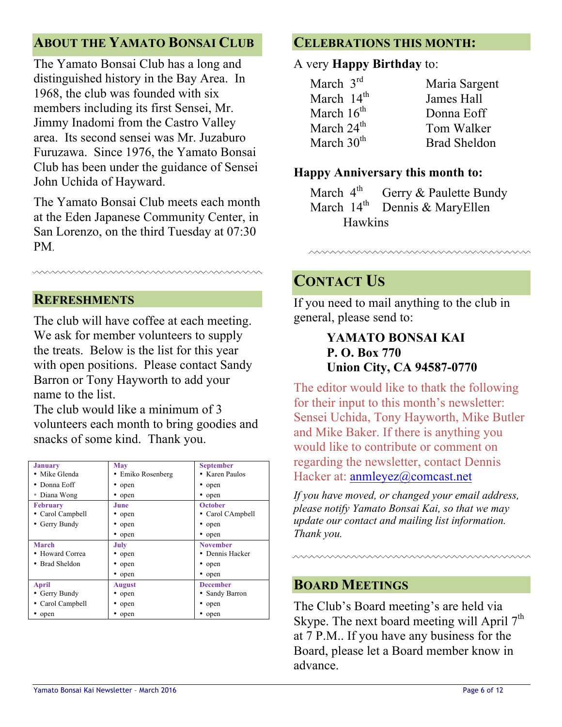## About the Yamato Bonsai Club

The Yamato Bonsai Club has a long and distinguished history in the Bay Area. In 1968, the club was founded with six members including its first Sensei, Mr. Jimmy Inadomi from the Castro Valley area. Its second sensei was Mr. Juzaburo Furuzawa. Since 1976, the Yamato Bonsai Club has been under the guidance of Sensei John Uchida of Hayward.

The Yamato Bonsai Club meets each month at the Eden Japanese Community Center, in San Lorenzo, on the third Tuesday at 07:30 PM.

## Refreshments

The club will have coffee at each meeting. We ask for member volunteers to supply the treats. Below is the list for this year with open positions. Please contact Sandy Barron or Tony Hayworth to add your name to the list.

The club would like a minimum of 3 volunteers each month to bring goodies and snacks of some kind. Thank you.

| January | May | September |
|---|---|---|
| • Mike Glenda<br>• Donna Eoff<br>• Diana Wong | • Emiko Rosenberg<br>• open<br>• open | • Karen Paulos<br>• open<br>• open |
| **February**<br>• Carol Campbell<br>• Gerry Bundy | **June**<br>• open<br>• open<br>• open | **October**<br>• Carol CAmpbell<br>• open<br>• open |
| **March**<br>• Howard Correa<br>• Brad Sheldon | **July**<br>• open<br>• open<br>• open | **November**<br>• Dennis Hacker<br>• open<br>• open |
| **April**<br>• Gerry Bundy<br>• Carol Campbell<br>• open | **August**<br>• open<br>• open<br>• open | **December**<br>• Sandy Barron<br>• open<br>• open |

## Celebrations this month:

A very **Happy Birthday** to:

| | |
|---|---|
| March 3rd | Maria Sargent |
| March 14th | James Hall |
| March 16th | Donna Eoff |
| March 24th | Tom Walker |
| March 30th | Brad Sheldon |

**Happy Anniversary this month to:**

March 4th Gerry & Paulette Bundy
March 14th Dennis & MaryEllen Hawkins

## Contact Us

If you need to mail anything to the club in general, please send to:

**YAMATO BONSAI KAI**
**P. O. Box 770**
**Union City, CA 94587-0770**

The editor would like to thatk the following for their input to this month's newsletter: Sensei Uchida, Tony Hayworth, Mike Butler and Mike Baker. If there is anything you would like to contribute or comment on regarding the newsletter, contact Dennis Hacker at: anmleyez@comcast.net

*If you have moved, or changed your email address, please notify Yamato Bonsai Kai, so that we may update our contact and mailing list information. Thank you.*

## Board Meetings

The Club's Board meeting's are held via Skype. The next board meeting will April 7th at 7 P.M.. If you have any business for the Board, please let a Board member know in advance.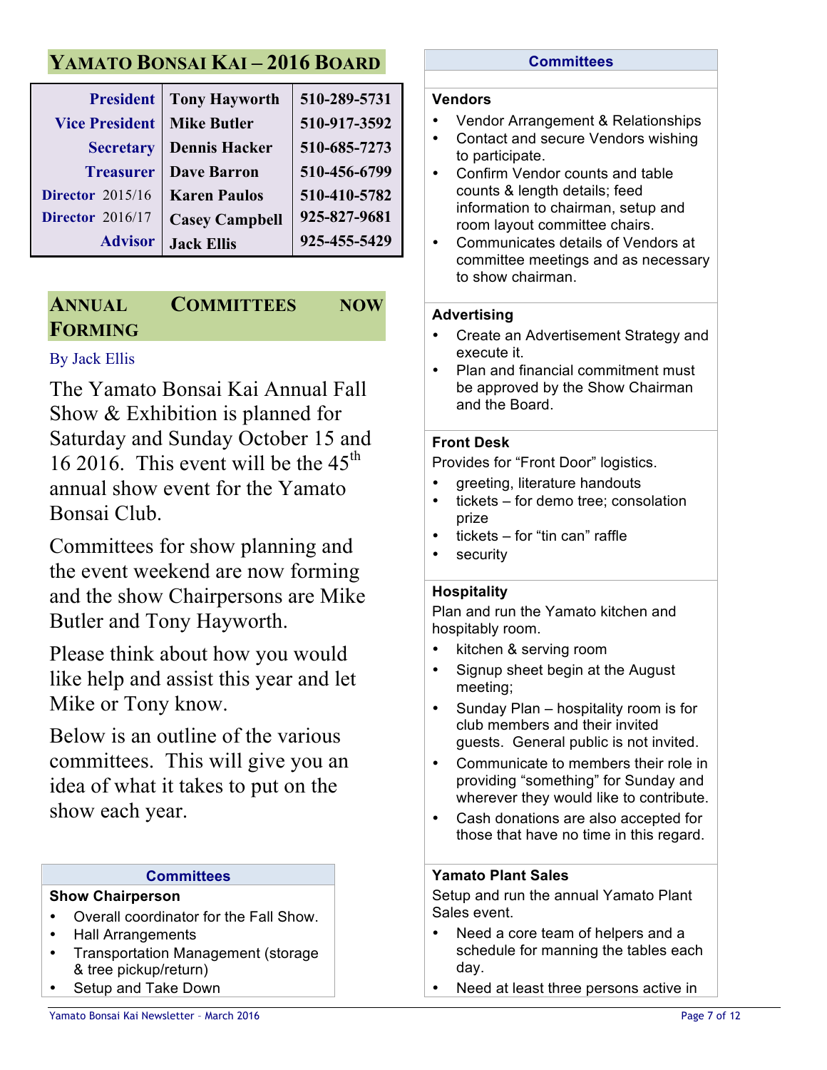## Yamato Bonsai Kai – 2016 Board

| | | |
|---|---|---|
| **President** | **Tony Hayworth** | **510-289-5731** |
| **Vice President** | **Mike Butler** | **510-917-3592** |
| **Secretary** | **Dennis Hacker** | **510-685-7273** |
| **Treasurer** | **Dave Barron** | **510-456-6799** |
| **Director** 2015/16 | **Karen Paulos** | **510-410-5782** |
| **Director** 2016/17 | **Casey Campbell** | **925-827-9681** |
| **Advisor** | **Jack Ellis** | **925-455-5429** |

## Annual Committees Now Forming

By Jack Ellis

The Yamato Bonsai Kai Annual Fall Show & Exhibition is planned for Saturday and Sunday October 15 and 16 2016. This event will be the 45th annual show event for the Yamato Bonsai Club.

Committees for show planning and the event weekend are now forming and the show Chairpersons are Mike Butler and Tony Hayworth.

Please think about how you would like help and assist this year and let Mike or Tony know.

Below is an outline of the various committees. This will give you an idea of what it takes to put on the show each year.

### Committees

**Show Chairperson**

- Overall coordinator for the Fall Show.
- Hall Arrangements
- Transportation Management (storage & tree pickup/return)
- Setup and Take Down

**Vendors**

- Vendor Arrangement & Relationships
- Contact and secure Vendors wishing to participate.
- Confirm Vendor counts and table counts & length details; feed information to chairman, setup and room layout committee chairs.
- Communicates details of Vendors at committee meetings and as necessary to show chairman.

**Advertising**

- Create an Advertisement Strategy and execute it.
- Plan and financial commitment must be approved by the Show Chairman and the Board.

**Front Desk**

Provides for "Front Door" logistics.

- greeting, literature handouts
- tickets – for demo tree; consolation prize
- tickets – for "tin can" raffle
- security

**Hospitality**

Plan and run the Yamato kitchen and hospitably room.

- kitchen & serving room
- Signup sheet begin at the August meeting;
- Sunday Plan – hospitality room is for club members and their invited guests. General public is not invited.
- Communicate to members their role in providing "something" for Sunday and wherever they would like to contribute.
- Cash donations are also accepted for those that have no time in this regard.

**Yamato Plant Sales**

Setup and run the annual Yamato Plant Sales event.

- Need a core team of helpers and a schedule for manning the tables each day.
- Need at least three persons active in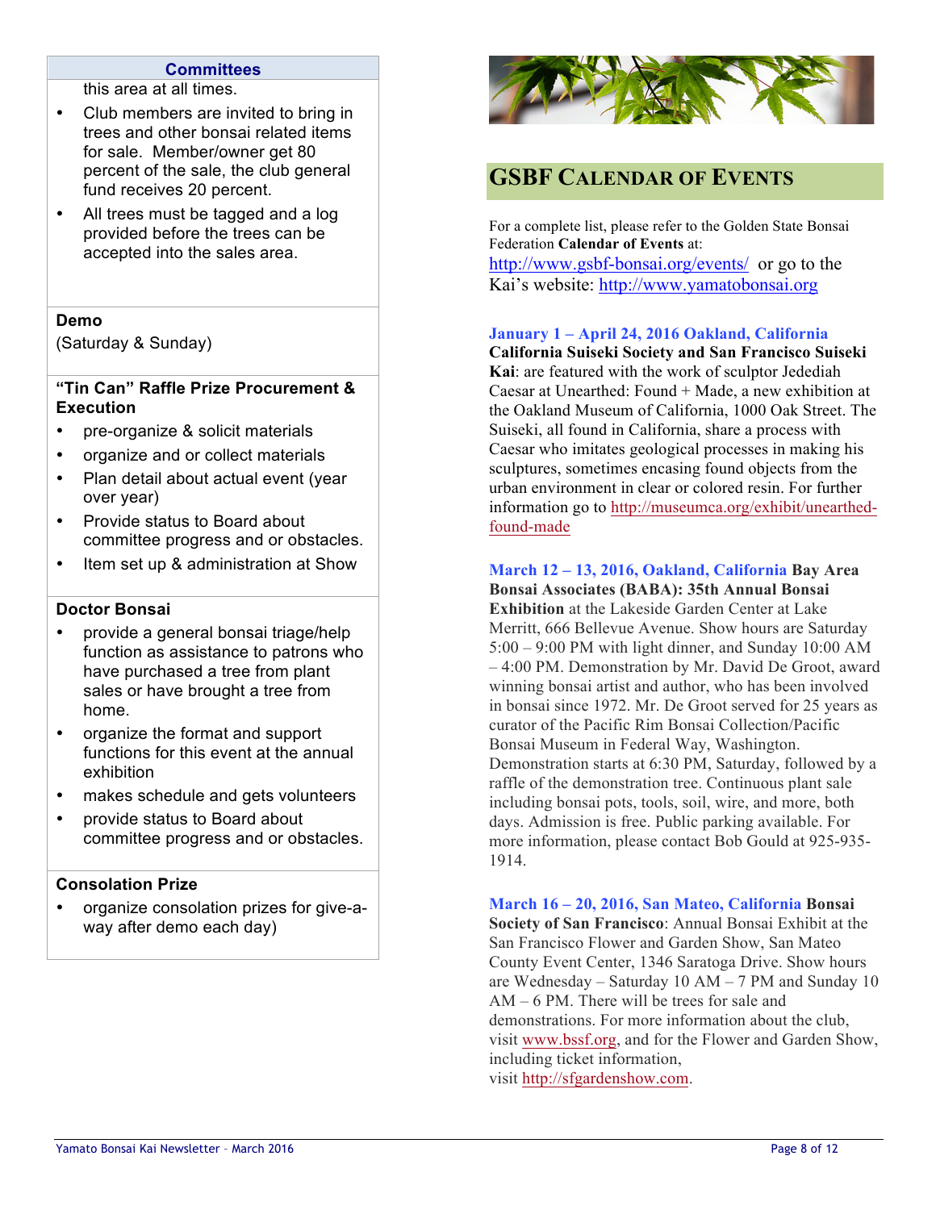## Committees

this area at all times.

- Club members are invited to bring in trees and other bonsai related items for sale. Member/owner get 80 percent of the sale, the club general fund receives 20 percent.
- All trees must be tagged and a log provided before the trees can be accepted into the sales area.

**Demo**

(Saturday & Sunday)

**"Tin Can" Raffle Prize Procurement & Execution**

- pre-organize & solicit materials
- organize and or collect materials
- Plan detail about actual event (year over year)
- Provide status to Board about committee progress and or obstacles.
- Item set up & administration at Show

**Doctor Bonsai**

- provide a general bonsai triage/help function as assistance to patrons who have purchased a tree from plant sales or have brought a tree from home.
- organize the format and support functions for this event at the annual exhibition
- makes schedule and gets volunteers
- provide status to Board about committee progress and or obstacles.

**Consolation Prize**

- organize consolation prizes for give-a-way after demo each day)

## GSBF Calendar of Events

For a complete list, please refer to the Golden State Bonsai Federation **Calendar of Events** at: http://www.gsbf-bonsai.org/events/ or go to the Kai's website: http://www.yamatobonsai.org

**January 1 – April 24, 2016 Oakland, California**
**California Suiseki Society and San Francisco Suiseki Kai**: are featured with the work of sculptor Jedediah Caesar at Unearthed: Found + Made, a new exhibition at the Oakland Museum of California, 1000 Oak Street. The Suiseki, all found in California, share a process with Caesar who imitates geological processes in making his sculptures, sometimes encasing found objects from the urban environment in clear or colored resin. For further information go to http://museumca.org/exhibit/unearthed-found-made

**March 12 – 13, 2016, Oakland, California** **Bay Area Bonsai Associates (BABA): 35th Annual Bonsai Exhibition** at the Lakeside Garden Center at Lake Merritt, 666 Bellevue Avenue. Show hours are Saturday 5:00 – 9:00 PM with light dinner, and Sunday 10:00 AM – 4:00 PM. Demonstration by Mr. David De Groot, award winning bonsai artist and author, who has been involved in bonsai since 1972. Mr. De Groot served for 25 years as curator of the Pacific Rim Bonsai Collection/Pacific Bonsai Museum in Federal Way, Washington. Demonstration starts at 6:30 PM, Saturday, followed by a raffle of the demonstration tree. Continuous plant sale including bonsai pots, tools, soil, wire, and more, both days. Admission is free. Public parking available. For more information, please contact Bob Gould at 925-935-1914.

**March 16 – 20, 2016, San Mateo, California** **Bonsai Society of San Francisco**: Annual Bonsai Exhibit at the San Francisco Flower and Garden Show, San Mateo County Event Center, 1346 Saratoga Drive. Show hours are Wednesday – Saturday 10 AM – 7 PM and Sunday 10 AM – 6 PM. There will be trees for sale and demonstrations. For more information about the club, visit www.bssf.org, and for the Flower and Garden Show, including ticket information, visit http://sfgardenshow.com.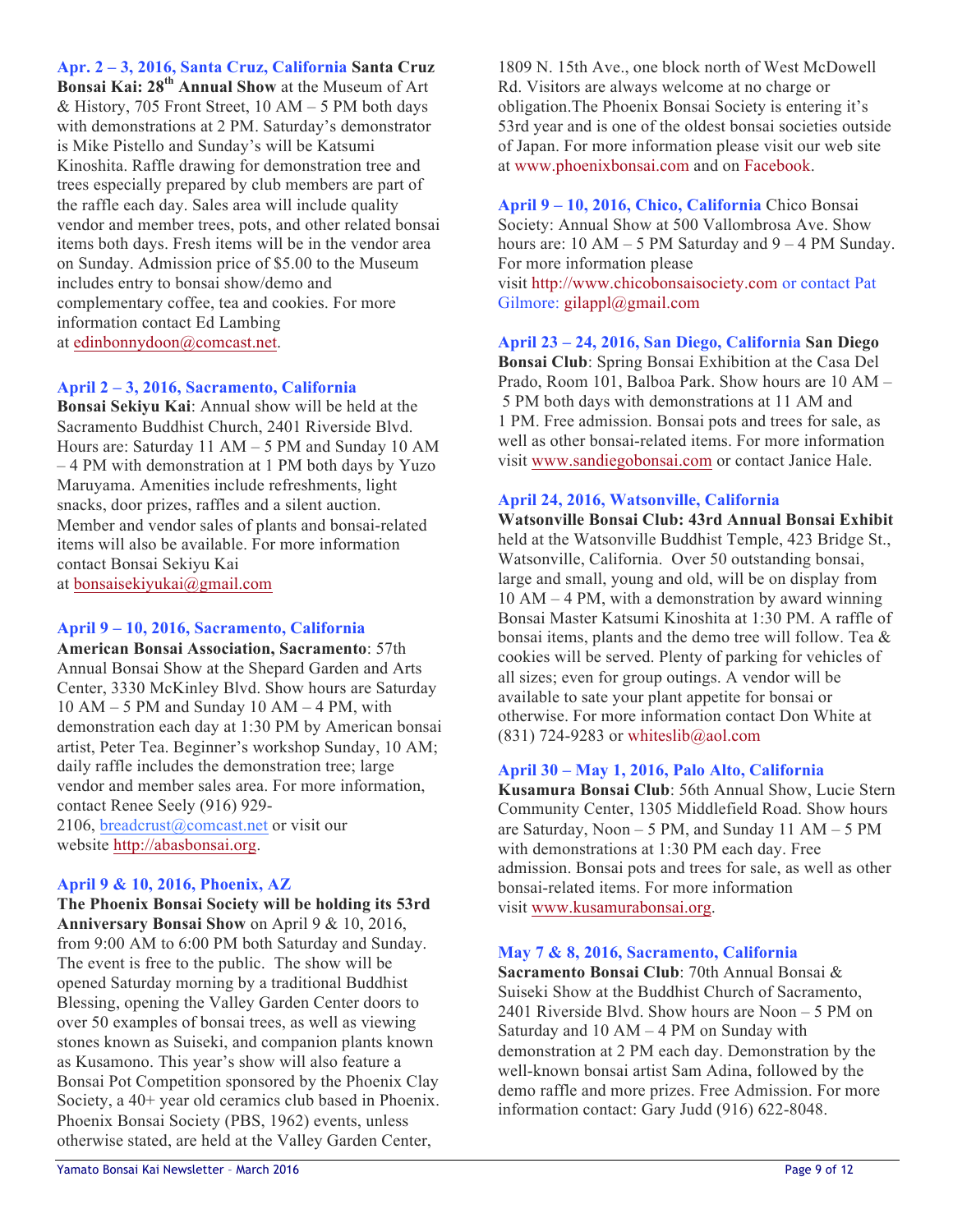**Apr. 2 – 3, 2016, Santa Cruz, California Santa Cruz Bonsai Kai: 28th Annual Show** at the Museum of Art & History, 705 Front Street, 10 AM – 5 PM both days with demonstrations at 2 PM. Saturday's demonstrator is Mike Pistello and Sunday's will be Katsumi Kinoshita. Raffle drawing for demonstration tree and trees especially prepared by club members are part of the raffle each day. Sales area will include quality vendor and member trees, pots, and other related bonsai items both days. Fresh items will be in the vendor area on Sunday. Admission price of $5.00 to the Museum includes entry to bonsai show/demo and complementary coffee, tea and cookies. For more information contact Ed Lambing at edinbonnydoon@comcast.net.

**April 2 – 3, 2016, Sacramento, California**
**Bonsai Sekiyu Kai**: Annual show will be held at the Sacramento Buddhist Church, 2401 Riverside Blvd. Hours are: Saturday 11 AM – 5 PM and Sunday 10 AM – 4 PM with demonstration at 1 PM both days by Yuzo Maruyama. Amenities include refreshments, light snacks, door prizes, raffles and a silent auction. Member and vendor sales of plants and bonsai-related items will also be available. For more information contact Bonsai Sekiyu Kai at bonsaisekiyukai@gmail.com

**April 9 – 10, 2016, Sacramento, California**
**American Bonsai Association, Sacramento**: 57th Annual Bonsai Show at the Shepard Garden and Arts Center, 3330 McKinley Blvd. Show hours are Saturday 10 AM – 5 PM and Sunday 10 AM – 4 PM, with demonstration each day at 1:30 PM by American bonsai artist, Peter Tea. Beginner's workshop Sunday, 10 AM; daily raffle includes the demonstration tree; large vendor and member sales area. For more information, contact Renee Seely (916) 929-2106, breadcrust@comcast.net or visit our website http://abasbonsai.org.

**April 9 & 10, 2016, Phoenix, AZ**
**The Phoenix Bonsai Society will be holding its 53rd Anniversary Bonsai Show** on April 9 & 10, 2016, from 9:00 AM to 6:00 PM both Saturday and Sunday. The event is free to the public. The show will be opened Saturday morning by a traditional Buddhist Blessing, opening the Valley Garden Center doors to over 50 examples of bonsai trees, as well as viewing stones known as Suiseki, and companion plants known as Kusamono. This year's show will also feature a Bonsai Pot Competition sponsored by the Phoenix Clay Society, a 40+ year old ceramics club based in Phoenix. Phoenix Bonsai Society (PBS, 1962) events, unless otherwise stated, are held at the Valley Garden Center, 1809 N. 15th Ave., one block north of West McDowell Rd. Visitors are always welcome at no charge or obligation.The Phoenix Bonsai Society is entering it's 53rd year and is one of the oldest bonsai societies outside of Japan. For more information please visit our web site at www.phoenixbonsai.com and on Facebook.

**April 9 – 10, 2016, Chico, California** Chico Bonsai Society: Annual Show at 500 Vallombrosa Ave. Show hours are: 10 AM – 5 PM Saturday and 9 – 4 PM Sunday. For more information please visit http://www.chicobonsaisociety.com or contact Pat Gilmore: gilappl@gmail.com

**April 23 – 24, 2016, San Diego, California San Diego Bonsai Club**: Spring Bonsai Exhibition at the Casa Del Prado, Room 101, Balboa Park. Show hours are 10 AM – 5 PM both days with demonstrations at 11 AM and 1 PM. Free admission. Bonsai pots and trees for sale, as well as other bonsai-related items. For more information visit www.sandiegobonsai.com or contact Janice Hale.

**April 24, 2016, Watsonville, California**
**Watsonville Bonsai Club: 43rd Annual Bonsai Exhibit** held at the Watsonville Buddhist Temple, 423 Bridge St., Watsonville, California. Over 50 outstanding bonsai, large and small, young and old, will be on display from 10 AM – 4 PM, with a demonstration by award winning Bonsai Master Katsumi Kinoshita at 1:30 PM. A raffle of bonsai items, plants and the demo tree will follow. Tea & cookies will be served. Plenty of parking for vehicles of all sizes; even for group outings. A vendor will be available to sate your plant appetite for bonsai or otherwise. For more information contact Don White at (831) 724-9283 or whiteslib@aol.com

**April 30 – May 1, 2016, Palo Alto, California**
**Kusamura Bonsai Club**: 56th Annual Show, Lucie Stern Community Center, 1305 Middlefield Road. Show hours are Saturday, Noon – 5 PM, and Sunday 11 AM – 5 PM with demonstrations at 1:30 PM each day. Free admission. Bonsai pots and trees for sale, as well as other bonsai-related items. For more information visit www.kusamurabonsai.org.

**May 7 & 8, 2016, Sacramento, California**
**Sacramento Bonsai Club**: 70th Annual Bonsai & Suiseki Show at the Buddhist Church of Sacramento, 2401 Riverside Blvd. Show hours are Noon – 5 PM on Saturday and 10 AM – 4 PM on Sunday with demonstration at 2 PM each day. Demonstration by the well-known bonsai artist Sam Adina, followed by the demo raffle and more prizes. Free Admission. For more information contact: Gary Judd (916) 622-8048.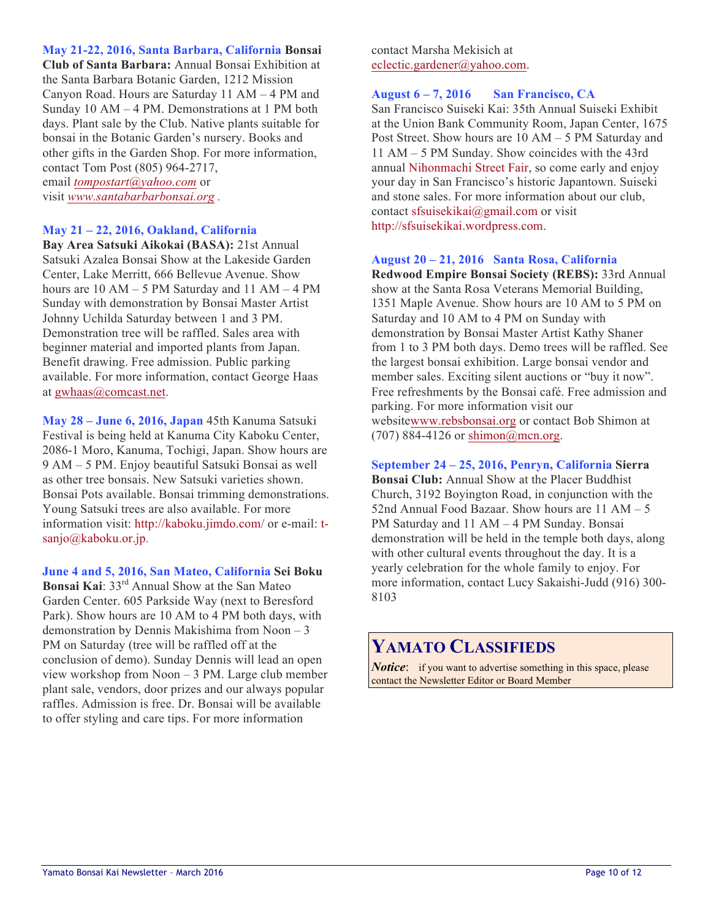**May 21-22, 2016, Santa Barbara, California Bonsai Club of Santa Barbara:** Annual Bonsai Exhibition at the Santa Barbara Botanic Garden, 1212 Mission Canyon Road. Hours are Saturday 11 AM – 4 PM and Sunday 10 AM – 4 PM. Demonstrations at 1 PM both days. Plant sale by the Club. Native plants suitable for bonsai in the Botanic Garden's nursery. Books and other gifts in the Garden Shop. For more information, contact Tom Post (805) 964-2717, email *tompostart@yahoo.com* or visit *www.santabarbarbonsai.org* .

**May 21 – 22, 2016, Oakland, California**
**Bay Area Satsuki Aikokai (BASA):** 21st Annual Satsuki Azalea Bonsai Show at the Lakeside Garden Center, Lake Merritt, 666 Bellevue Avenue. Show hours are 10 AM – 5 PM Saturday and 11 AM – 4 PM Sunday with demonstration by Bonsai Master Artist Johnny Uchilda Saturday between 1 and 3 PM. Demonstration tree will be raffled. Sales area with beginner material and imported plants from Japan. Benefit drawing. Free admission. Public parking available. For more information, contact George Haas at gwhaas@comcast.net.

**May 28 – June 6, 2016, Japan** 45th Kanuma Satsuki Festival is being held at Kanuma City Kaboku Center, 2086-1 Moro, Kanuma, Tochigi, Japan. Show hours are 9 AM – 5 PM. Enjoy beautiful Satsuki Bonsai as well as other tree bonsais. New Satsuki varieties shown. Bonsai Pots available. Bonsai trimming demonstrations. Young Satsuki trees are also available. For more information visit: http://kaboku.jimdo.com/ or e-mail: t-sanjo@kaboku.or.jp.

**June 4 and 5, 2016, San Mateo, California Sei Boku Bonsai Kai**: 33rd Annual Show at the San Mateo Garden Center. 605 Parkside Way (next to Beresford Park). Show hours are 10 AM to 4 PM both days, with demonstration by Dennis Makishima from Noon – 3 PM on Saturday (tree will be raffled off at the conclusion of demo). Sunday Dennis will lead an open view workshop from Noon – 3 PM. Large club member plant sale, vendors, door prizes and our always popular raffles. Admission is free. Dr. Bonsai will be available to offer styling and care tips. For more information contact Marsha Mekisich at eclectic.gardener@yahoo.com.

**August 6 – 7, 2016 San Francisco, CA**
San Francisco Suiseki Kai: 35th Annual Suiseki Exhibit at the Union Bank Community Room, Japan Center, 1675 Post Street. Show hours are 10 AM – 5 PM Saturday and 11 AM – 5 PM Sunday. Show coincides with the 43rd annual Nihonmachi Street Fair, so come early and enjoy your day in San Francisco's historic Japantown. Suiseki and stone sales. For more information about our club, contact sfsuisekikai@gmail.com or visit http://sfsuisekikai.wordpress.com.

**August 20 – 21, 2016 Santa Rosa, California**
**Redwood Empire Bonsai Society (REBS):** 33rd Annual show at the Santa Rosa Veterans Memorial Building, 1351 Maple Avenue. Show hours are 10 AM to 5 PM on Saturday and 10 AM to 4 PM on Sunday with demonstration by Bonsai Master Artist Kathy Shaner from 1 to 3 PM both days. Demo trees will be raffled. See the largest bonsai exhibition. Large bonsai vendor and member sales. Exciting silent auctions or "buy it now". Free refreshments by the Bonsai café. Free admission and parking. For more information visit our websitewww.rebsbonsai.org or contact Bob Shimon at (707) 884-4126 or shimon@mcn.org.

**September 24 – 25, 2016, Penryn, California Sierra Bonsai Club:** Annual Show at the Placer Buddhist Church, 3192 Boyington Road, in conjunction with the 52nd Annual Food Bazaar. Show hours are 11 AM – 5 PM Saturday and 11 AM – 4 PM Sunday. Bonsai demonstration will be held in the temple both days, along with other cultural events throughout the day. It is a yearly celebration for the whole family to enjoy. For more information, contact Lucy Sakaishi-Judd (916) 300-8103

## YAMATO CLASSIFIEDS

***Notice***: if you want to advertise something in this space, please contact the Newsletter Editor or Board Member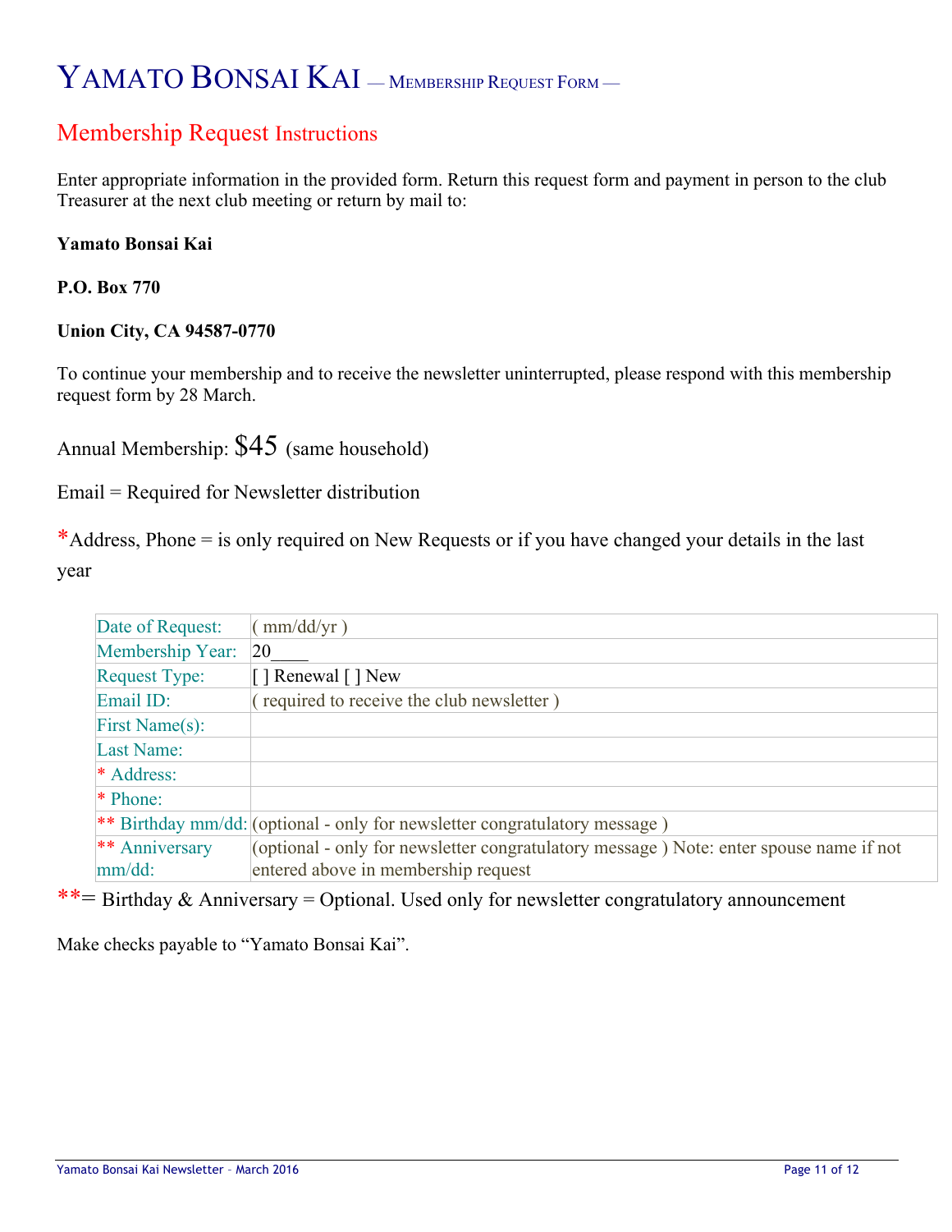# YAMATO BONSAI KAI — MEMBERSHIP REQUEST FORM —

## Membership Request Instructions

Enter appropriate information in the provided form. Return this request form and payment in person to the club Treasurer at the next club meeting or return by mail to:

**Yamato Bonsai Kai**

**P.O. Box 770**

**Union City, CA 94587-0770**

To continue your membership and to receive the newsletter uninterrupted, please respond with this membership request form by 28 March.

Annual Membership: $45 (same household)

Email = Required for Newsletter distribution

*Address, Phone = is only required on New Requests or if you have changed your details in the last year

| Date of Request: | ( mm/dd/yr ) |
|---|---|
| Membership Year: | 20____ |
| Request Type: | [ ] Renewal [ ] New |
| Email ID: | ( required to receive the club newsletter ) |
| First Name(s): | |
| Last Name: | |
| * Address: | |
| * Phone: | |
| ** Birthday mm/dd: | (optional - only for newsletter congratulatory message ) |
| ** Anniversary mm/dd: | (optional - only for newsletter congratulatory message ) Note: enter spouse name if not entered above in membership request |

**= Birthday & Anniversary = Optional. Used only for newsletter congratulatory announcement

Make checks payable to “Yamato Bonsai Kai”.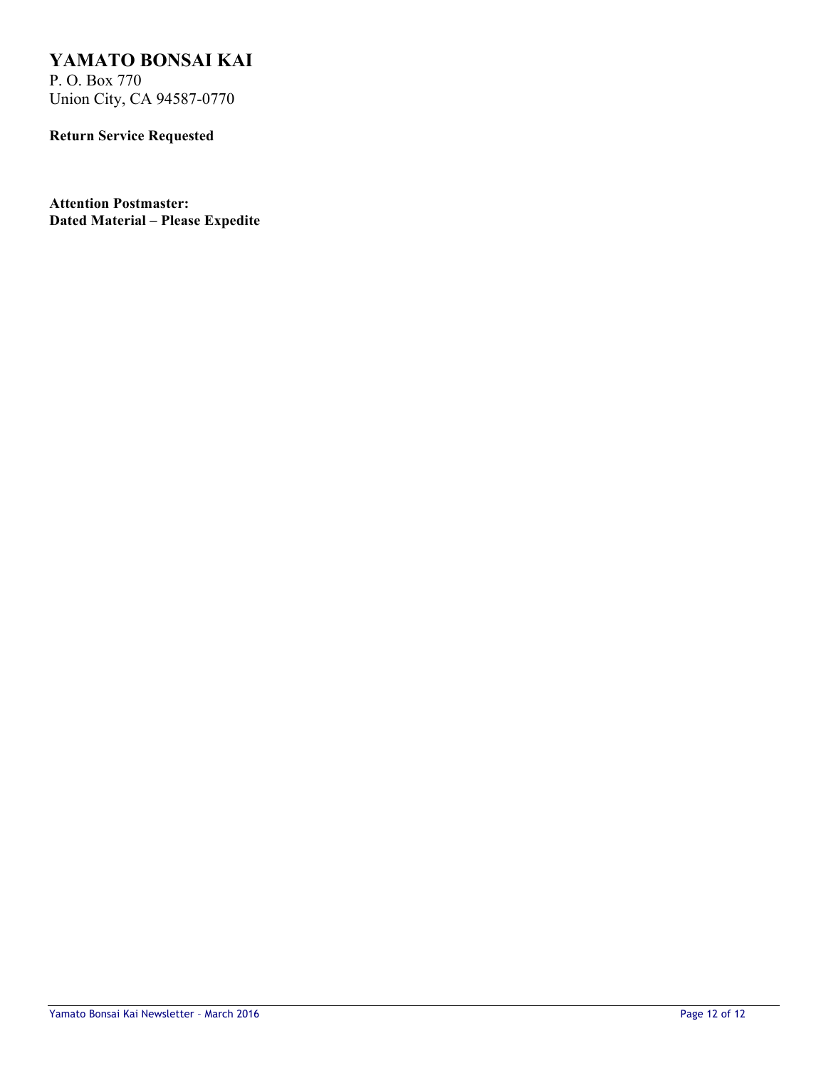# YAMATO BONSAI KAI

P. O. Box 770
Union City, CA 94587-0770

**Return Service Requested**

**Attention Postmaster:**
**Dated Material – Please Expedite**